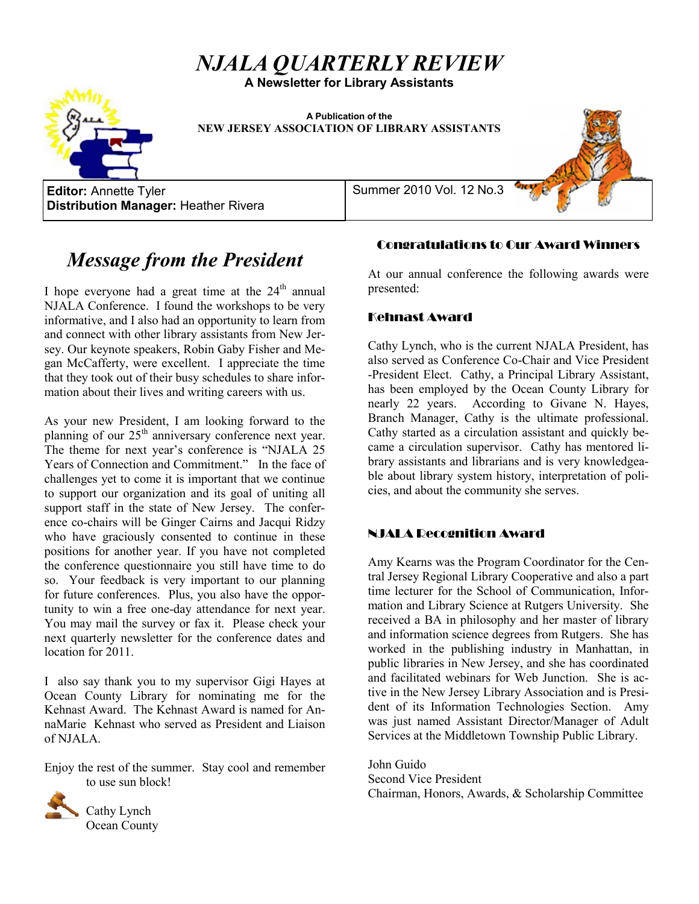# *NJALA QUARTERLY REVIEW*

**A Newsletter for Library Assistants**

**A Publication of the**
**NEW JERSEY ASSOCIATION OF LIBRARY ASSISTANTS**

**Editor:** Annette Tyler
**Distribution Manager:** Heather Rivera

Summer 2010 Vol. 12 No.3

## *Message from the President*

I hope everyone had a great time at the 24th annual NJALA Conference. I found the workshops to be very informative, and I also had an opportunity to learn from and connect with other library assistants from New Jersey. Our keynote speakers, Robin Gaby Fisher and Megan McCafferty, were excellent. I appreciate the time that they took out of their busy schedules to share information about their lives and writing careers with us.

As your new President, I am looking forward to the planning of our 25th anniversary conference next year. The theme for next year's conference is "NJALA 25 Years of Connection and Commitment." In the face of challenges yet to come it is important that we continue to support our organization and its goal of uniting all support staff in the state of New Jersey. The conference co-chairs will be Ginger Cairns and Jacqui Ridzy who have graciously consented to continue in these positions for another year. If you have not completed the conference questionnaire you still have time to do so. Your feedback is very important to our planning for future conferences. Plus, you also have the opportunity to win a free one-day attendance for next year. You may mail the survey or fax it. Please check your next quarterly newsletter for the conference dates and location for 2011.

I also say thank you to my supervisor Gigi Hayes at Ocean County Library for nominating me for the Kehnast Award. The Kehnast Award is named for AnnaMarie Kehnast who served as President and Liaison of NJALA.

Enjoy the rest of the summer. Stay cool and remember to use sun block!

Cathy Lynch
Ocean County

## Congratulations to Our Award Winners

At our annual conference the following awards were presented:

### Kehnast Award

Cathy Lynch, who is the current NJALA President, has also served as Conference Co-Chair and Vice President -President Elect. Cathy, a Principal Library Assistant, has been employed by the Ocean County Library for nearly 22 years. According to Givane N. Hayes, Branch Manager, Cathy is the ultimate professional. Cathy started as a circulation assistant and quickly became a circulation supervisor. Cathy has mentored library assistants and librarians and is very knowledgeable about library system history, interpretation of policies, and about the community she serves.

### NJALA Recognition Award

Amy Kearns was the Program Coordinator for the Central Jersey Regional Library Cooperative and also a part time lecturer for the School of Communication, Information and Library Science at Rutgers University. She received a BA in philosophy and her master of library and information science degrees from Rutgers. She has worked in the publishing industry in Manhattan, in public libraries in New Jersey, and she has coordinated and facilitated webinars for Web Junction. She is active in the New Jersey Library Association and is President of its Information Technologies Section. Amy was just named Assistant Director/Manager of Adult Services at the Middletown Township Public Library.

John Guido
Second Vice President
Chairman, Honors, Awards, & Scholarship Committee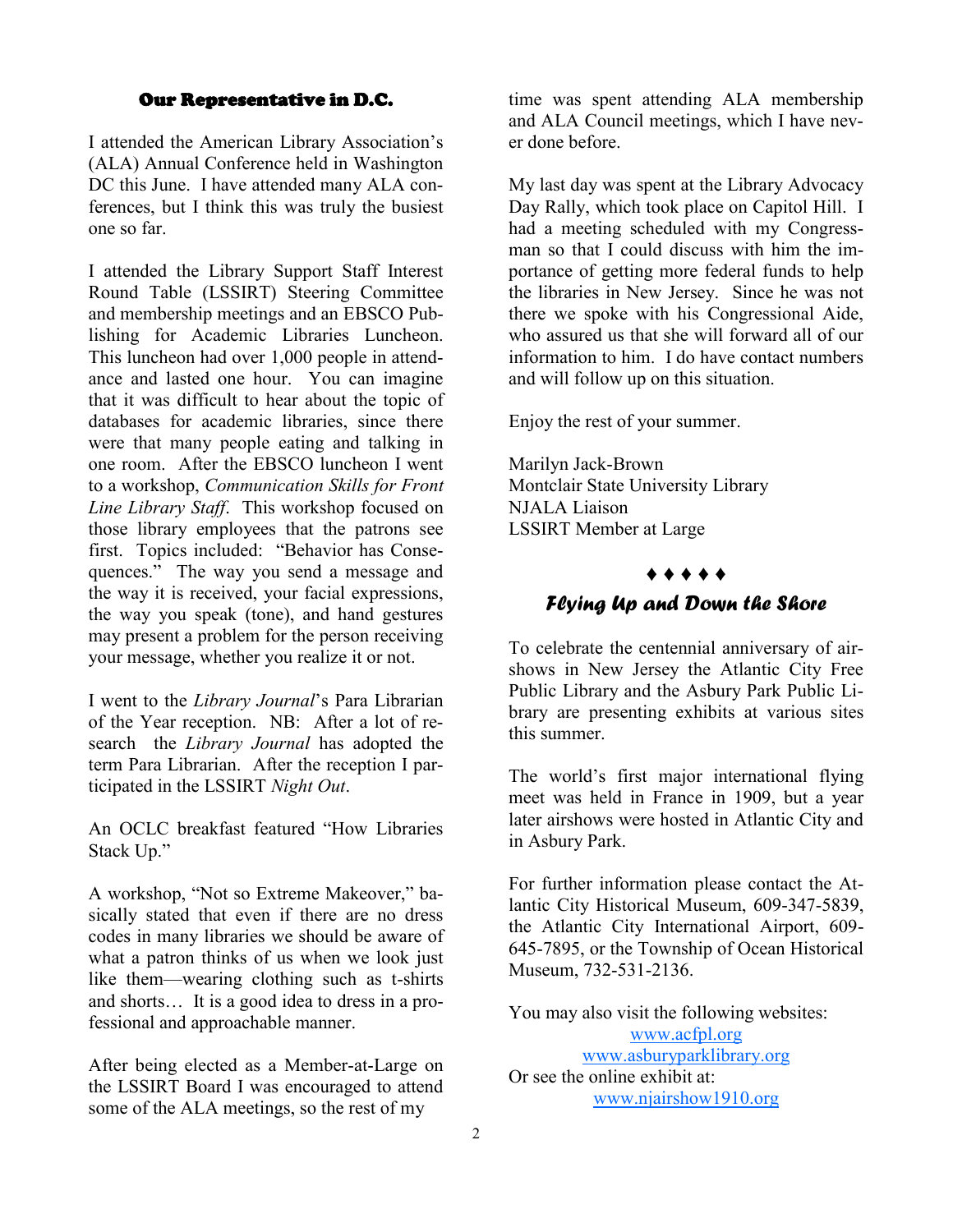## Our Representative in D.C.

I attended the American Library Association's (ALA) Annual Conference held in Washington DC this June. I have attended many ALA conferences, but I think this was truly the busiest one so far.

I attended the Library Support Staff Interest Round Table (LSSIRT) Steering Committee and membership meetings and an EBSCO Publishing for Academic Libraries Luncheon. This luncheon had over 1,000 people in attendance and lasted one hour. You can imagine that it was difficult to hear about the topic of databases for academic libraries, since there were that many people eating and talking in one room. After the EBSCO luncheon I went to a workshop, *Communication Skills for Front Line Library Staff*. This workshop focused on those library employees that the patrons see first. Topics included: "Behavior has Consequences." The way you send a message and the way it is received, your facial expressions, the way you speak (tone), and hand gestures may present a problem for the person receiving your message, whether you realize it or not.

I went to the *Library Journal*'s Para Librarian of the Year reception. NB: After a lot of research the *Library Journal* has adopted the term Para Librarian. After the reception I participated in the LSSIRT *Night Out*.

An OCLC breakfast featured "How Libraries Stack Up."

A workshop, "Not so Extreme Makeover," basically stated that even if there are no dress codes in many libraries we should be aware of what a patron thinks of us when we look just like them—wearing clothing such as t-shirts and shorts… It is a good idea to dress in a professional and approachable manner.

After being elected as a Member-at-Large on the LSSIRT Board I was encouraged to attend some of the ALA meetings, so the rest of my time was spent attending ALA membership and ALA Council meetings, which I have never done before.

My last day was spent at the Library Advocacy Day Rally, which took place on Capitol Hill. I had a meeting scheduled with my Congressman so that I could discuss with him the importance of getting more federal funds to help the libraries in New Jersey. Since he was not there we spoke with his Congressional Aide, who assured us that she will forward all of our information to him. I do have contact numbers and will follow up on this situation.

Enjoy the rest of your summer.

Marilyn Jack-Brown
Montclair State University Library
NJALA Liaison
LSSIRT Member at Large

♦ ♦ ♦ ♦ ♦

## Flying Up and Down the Shore

To celebrate the centennial anniversary of airshows in New Jersey the Atlantic City Free Public Library and the Asbury Park Public Library are presenting exhibits at various sites this summer.

The world's first major international flying meet was held in France in 1909, but a year later airshows were hosted in Atlantic City and in Asbury Park.

For further information please contact the Atlantic City Historical Museum, 609-347-5839, the Atlantic City International Airport, 609-645-7895, or the Township of Ocean Historical Museum, 732-531-2136.

You may also visit the following websites:

www.acfpl.org

www.asburyparklibrary.org

Or see the online exhibit at:

www.njairshow1910.org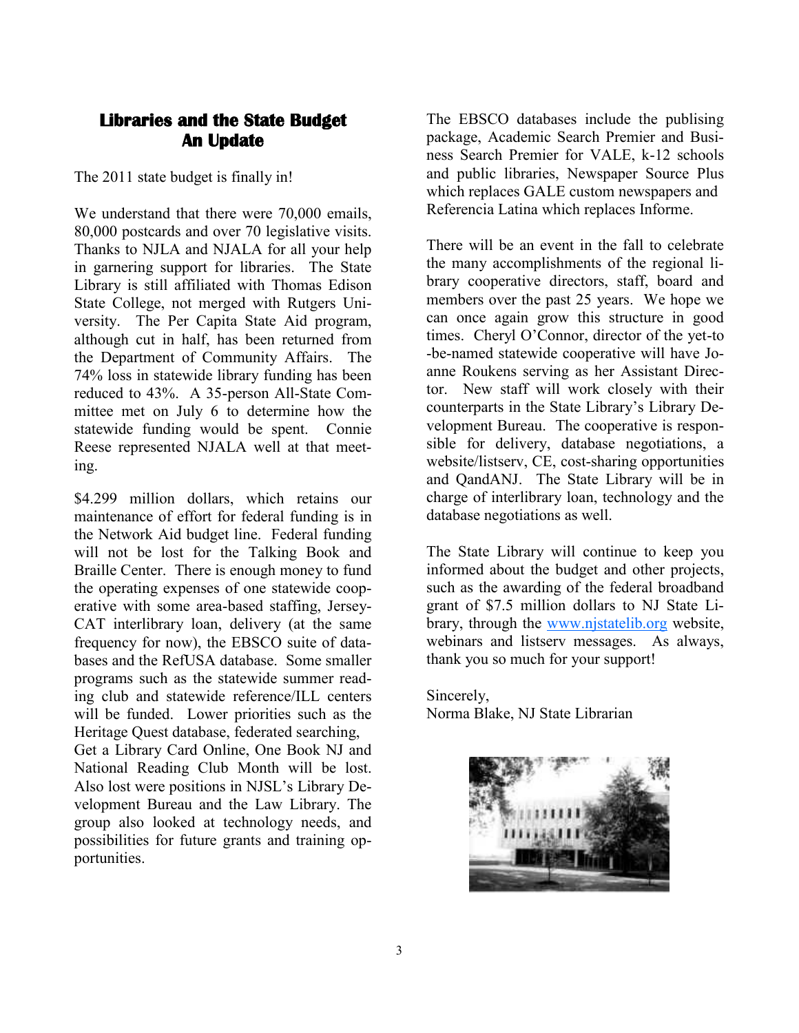## Libraries and the State Budget
## An Update

The 2011 state budget is finally in!

We understand that there were 70,000 emails, 80,000 postcards and over 70 legislative visits. Thanks to NJLA and NJALA for all your help in garnering support for libraries. The State Library is still affiliated with Thomas Edison State College, not merged with Rutgers University. The Per Capita State Aid program, although cut in half, has been returned from the Department of Community Affairs. The 74% loss in statewide library funding has been reduced to 43%. A 35-person All-State Committee met on July 6 to determine how the statewide funding would be spent. Connie Reese represented NJALA well at that meeting.

$4.299 million dollars, which retains our maintenance of effort for federal funding is in the Network Aid budget line. Federal funding will not be lost for the Talking Book and Braille Center. There is enough money to fund the operating expenses of one statewide cooperative with some area-based staffing, JerseyCAT interlibrary loan, delivery (at the same frequency for now), the EBSCO suite of databases and the RefUSA database. Some smaller programs such as the statewide summer reading club and statewide reference/ILL centers will be funded. Lower priorities such as the Heritage Quest database, federated searching, Get a Library Card Online, One Book NJ and National Reading Club Month will be lost. Also lost were positions in NJSL's Library Development Bureau and the Law Library. The group also looked at technology needs, and possibilities for future grants and training opportunities.

The EBSCO databases include the publishing package, Academic Search Premier and Business Search Premier for VALE, k-12 schools and public libraries, Newspaper Source Plus which replaces GALE custom newspapers and Referencia Latina which replaces Informe.

There will be an event in the fall to celebrate the many accomplishments of the regional library cooperative directors, staff, board and members over the past 25 years. We hope we can once again grow this structure in good times. Cheryl O'Connor, director of the yet-to-be-named statewide cooperative will have Joanne Roukens serving as her Assistant Director. New staff will work closely with their counterparts in the State Library's Library Development Bureau. The cooperative is responsible for delivery, database negotiations, a website/listserv, CE, cost-sharing opportunities and QandANJ. The State Library will be in charge of interlibrary loan, technology and the database negotiations as well.

The State Library will continue to keep you informed about the budget and other projects, such as the awarding of the federal broadband grant of $7.5 million dollars to NJ State Library, through the www.njstatelib.org website, webinars and listserv messages. As always, thank you so much for your support!

Sincerely,
Norma Blake, NJ State Librarian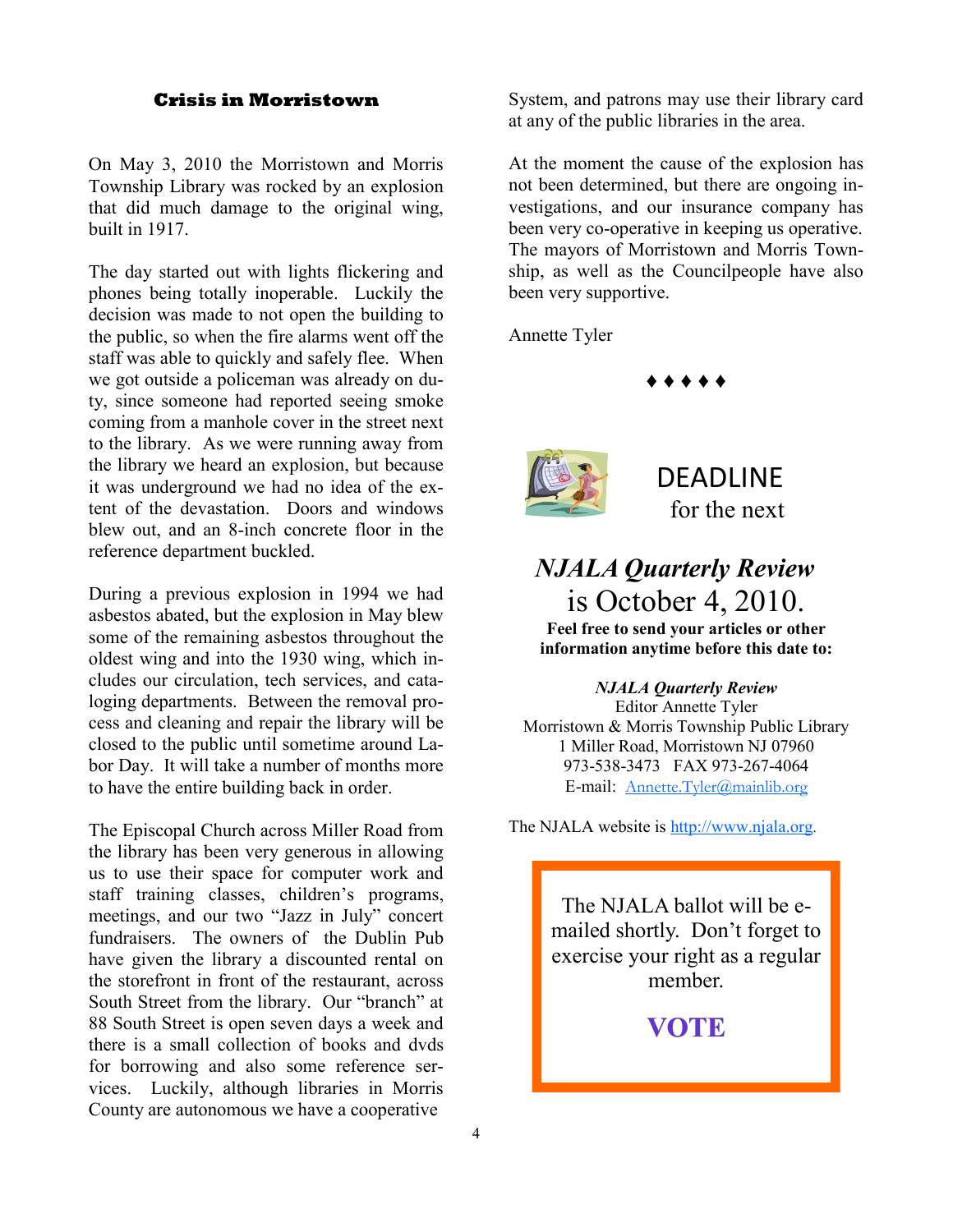### Crisis in Morristown

On May 3, 2010 the Morristown and Morris Township Library was rocked by an explosion that did much damage to the original wing, built in 1917.

The day started out with lights flickering and phones being totally inoperable. Luckily the decision was made to not open the building to the public, so when the fire alarms went off the staff was able to quickly and safely flee. When we got outside a policeman was already on duty, since someone had reported seeing smoke coming from a manhole cover in the street next to the library. As we were running away from the library we heard an explosion, but because it was underground we had no idea of the extent of the devastation. Doors and windows blew out, and an 8-inch concrete floor in the reference department buckled.

During a previous explosion in 1994 we had asbestos abated, but the explosion in May blew some of the remaining asbestos throughout the oldest wing and into the 1930 wing, which includes our circulation, tech services, and cataloging departments. Between the removal process and cleaning and repair the library will be closed to the public until sometime around Labor Day. It will take a number of months more to have the entire building back in order.

The Episcopal Church across Miller Road from the library has been very generous in allowing us to use their space for computer work and staff training classes, children's programs, meetings, and our two "Jazz in July" concert fundraisers. The owners of the Dublin Pub have given the library a discounted rental on the storefront in front of the restaurant, across South Street from the library. Our "branch" at 88 South Street is open seven days a week and there is a small collection of books and dvds for borrowing and also some reference services. Luckily, although libraries in Morris County are autonomous we have a cooperative System, and patrons may use their library card at any of the public libraries in the area.

At the moment the cause of the explosion has not been determined, but there are ongoing investigations, and our insurance company has been very co-operative in keeping us operative. The mayors of Morristown and Morris Township, as well as the Councilpeople have also been very supportive.

Annette Tyler

♦ ♦ ♦ ♦ ♦

DEADLINE
for the next

***NJALA Quarterly Review***
is October 4, 2010.

**Feel free to send your articles or other information anytime before this date to:**

***NJALA Quarterly Review***
Editor Annette Tyler
Morristown & Morris Township Public Library
1 Miller Road, Morristown NJ 07960
973-538-3473 FAX 973-267-4064
E-mail: Annette.Tyler@mainlib.org

The NJALA website is http://www.njala.org.

The NJALA ballot will be e-mailed shortly. Don't forget to exercise your right as a regular member.

**VOTE**